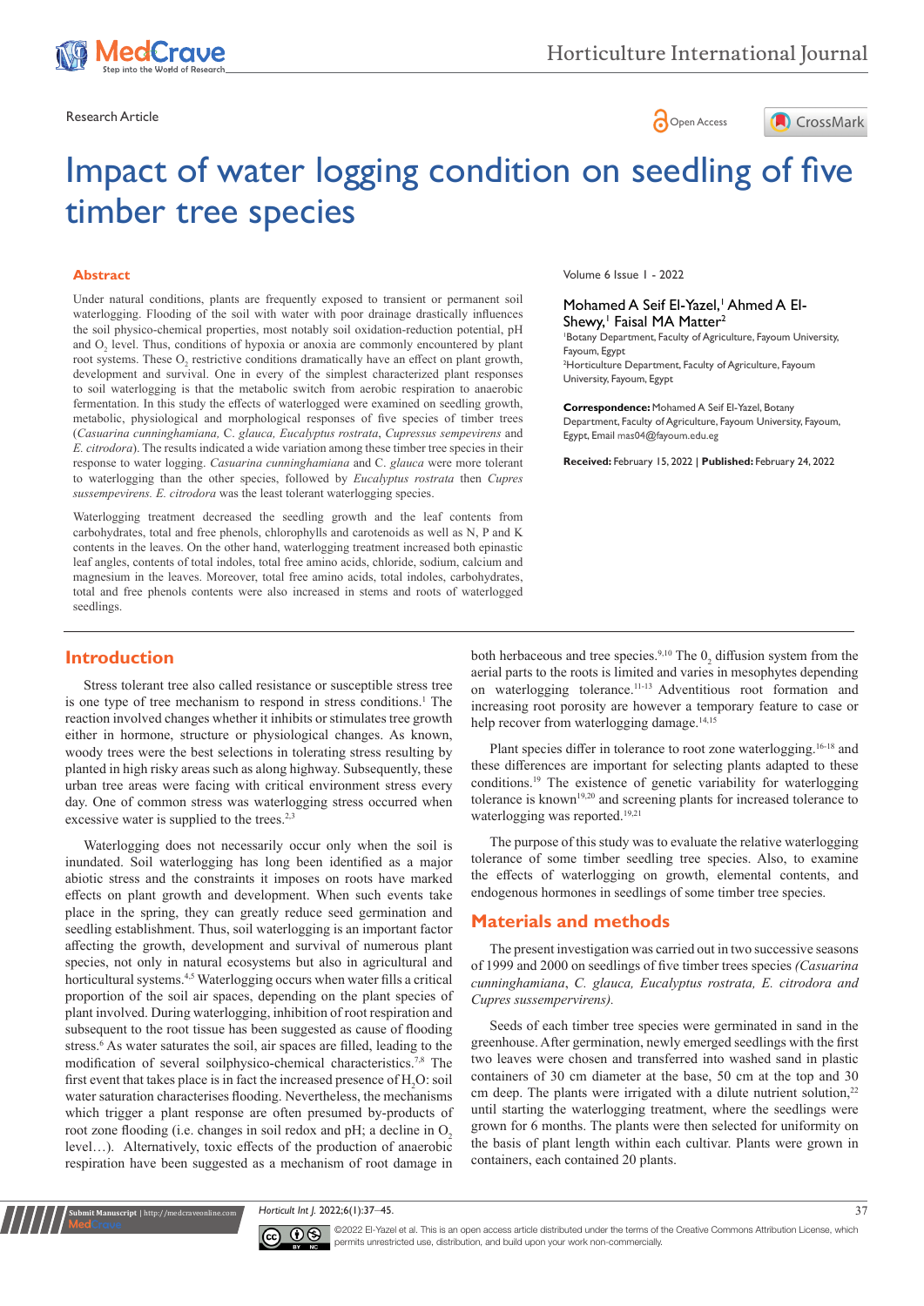Research Article

Open Access

# Impact of water logging condition on seedling of five timber tree species

Volume 6 Issue 1 - 2022

Mohamed A Seif El-Yazel,[1] Ahmed A El-Shewy,[1] Faisal MA Matter[2]

[1]Botany Department, Faculty of Agriculture, Fayoum University, Fayoum, Egypt

[2]Horticulture Department, Faculty of Agriculture, Fayoum University, Fayoum, Egypt

**Correspondence:** Mohamed A Seif El-Yazel, Botany Department, Faculty of Agriculture, Fayoum University, Fayoum, Egypt, Email mas04@fayoum.edu.eg

**Received:** February 15, 2022 | **Published:** February 24, 2022

## Abstract

Under natural conditions, plants are frequently exposed to transient or permanent soil waterlogging. Flooding of the soil with water with poor drainage drastically influences the soil physico-chemical properties, most notably soil oxidation-reduction potential, pH and $O_2$ level. Thus, conditions of hypoxia or anoxia are commonly encountered by plant root systems. These $O_2$ restrictive conditions dramatically have an effect on plant growth, development and survival. One in every of the simplest characterized plant responses to soil waterlogging is that the metabolic switch from aerobic respiration to anaerobic fermentation. In this study the effects of waterlogged were examined on seedling growth, metabolic, physiological and morphological responses of five species of timber trees (*Casuarina cunninghamiana, C. glauca, Eucalyptus rostrata, Cupressus sempevirens* and *E. citrodora*). The results indicated a wide variation among these timber tree species in their response to water logging. *Casuarina cunninghamiana* and *C. glauca* were more tolerant to waterlogging than the other species, followed by *Eucalyptus rostrata* then *Cupres sussempevirens. E. citrodora* was the least tolerant waterlogging species.

Waterlogging treatment decreased the seedling growth and the leaf contents from carbohydrates, total and free phenols, chlorophylls and carotenoids as well as N, P and K contents in the leaves. On the other hand, waterlogging treatment increased both epinastic leaf angles, contents of total indoles, total free amino acids, chloride, sodium, calcium and magnesium in the leaves. Moreover, total free amino acids, total indoles, carbohydrates, total and free phenols contents were also increased in stems and roots of waterlogged seedlings.

## Introduction

Stress tolerant tree also called resistance or susceptible stress tree is one type of tree mechanism to respond in stress conditions.[1] The reaction involved changes whether it inhibits or stimulates tree growth either in hormone, structure or physiological changes. As known, woody trees were the best selections in tolerating stress resulting by planted in high risky areas such as along highway. Subsequently, these urban tree areas were facing with critical environment stress every day. One of common stress was waterlogging stress occurred when excessive water is supplied to the trees.[2,3]

Waterlogging does not necessarily occur only when the soil is inundated. Soil waterlogging has long been identified as a major abiotic stress and the constraints it imposes on roots have marked effects on plant growth and development. When such events take place in the spring, they can greatly reduce seed germination and seedling establishment. Thus, soil waterlogging is an important factor affecting the growth, development and survival of numerous plant species, not only in natural ecosystems but also in agricultural and horticultural systems.[4,5] Waterlogging occurs when water fills a critical proportion of the soil air spaces, depending on the plant species of plant involved. During waterlogging, inhibition of root respiration and subsequent to the root tissue has been suggested as cause of flooding stress.[6] As water saturates the soil, air spaces are filled, leading to the modification of several soilphysico-chemical characteristics.[7,8] The first event that takes place is in fact the increased presence of $H_2O$: soil water saturation characterises flooding. Nevertheless, the mechanisms which trigger a plant response are often presumed by-products of root zone flooding (i.e. changes in soil redox and pH; a decline in $O_2$ level…). Alternatively, toxic effects of the production of anaerobic respiration have been suggested as a mechanism of root damage in both herbaceous and tree species.[9,10] The $0_2$ diffusion system from the aerial parts to the roots is limited and varies in mesophytes depending on waterlogging tolerance.[11-13] Adventitious root formation and increasing root porosity are however a temporary feature to case or help recover from waterlogging damage.[14,15]

Plant species differ in tolerance to root zone waterlogging.[16-18] and these differences are important for selecting plants adapted to these conditions.[19] The existence of genetic variability for waterlogging tolerance is known[19,20] and screening plants for increased tolerance to waterlogging was reported.[19,21]

The purpose of this study was to evaluate the relative waterlogging tolerance of some timber seedling tree species. Also, to examine the effects of waterlogging on growth, elemental contents, and endogenous hormones in seedlings of some timber tree species.

## Materials and methods

The present investigation was carried out in two successive seasons of 1999 and 2000 on seedlings of five timber trees species *(Casuarina cunninghamiana, C. glauca, Eucalyptus rostrata, E. citrodora and Cupres sussempevirens).*

Seeds of each timber tree species were germinated in sand in the greenhouse. After germination, newly emerged seedlings with the first two leaves were chosen and transferred into washed sand in plastic containers of 30 cm diameter at the base, 50 cm at the top and 30 cm deep. The plants were irrigated with a dilute nutrient solution,[22] until starting the waterlogging treatment, where the seedlings were grown for 6 months. The plants were then selected for uniformity on the basis of plant length within each cultivar. Plants were grown in containers, each contained 20 plants.

©2022 El-Yazel et al. This is an open access article distributed under the terms of the Creative Commons Attribution License, which permits unrestricted use, distribution, and build upon your work non-commercially.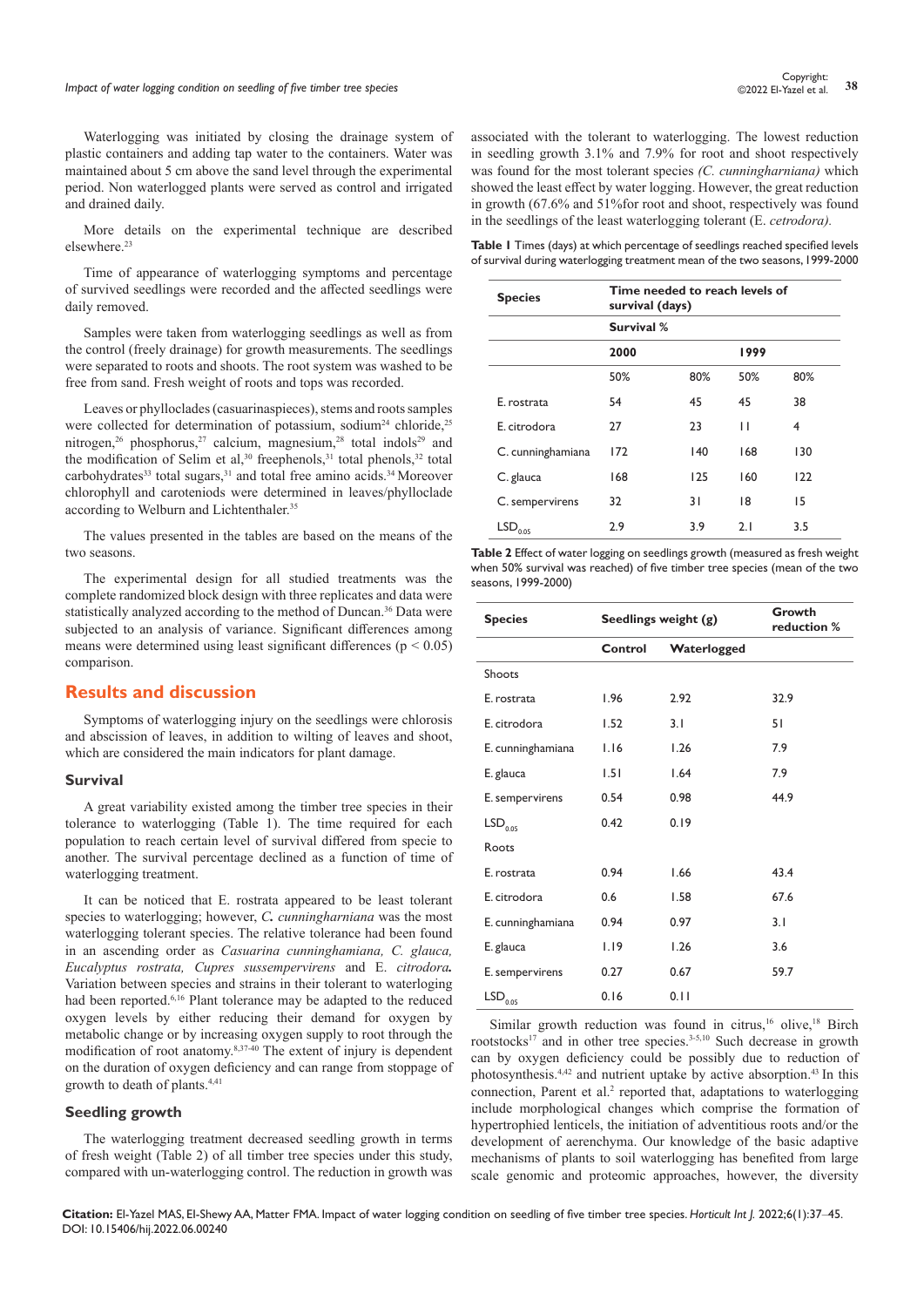Waterlogging was initiated by closing the drainage system of plastic containers and adding tap water to the containers. Water was maintained about 5 cm above the sand level through the experimental period. Non waterlogged plants were served as control and irrigated and drained daily.

More details on the experimental technique are described elsewhere.[23]

Time of appearance of waterlogging symptoms and percentage of survived seedlings were recorded and the affected seedlings were daily removed.

Samples were taken from waterlogging seedlings as well as from the control (freely drainage) for growth measurements. The seedlings were separated to roots and shoots. The root system was washed to be free from sand. Fresh weight of roots and tops was recorded.

Leaves or phylloclades (casuarinaspieces), stems and roots samples were collected for determination of potassium, sodium[24] chloride,[25] nitrogen,[26] phosphorus,[27] calcium, magnesium,[28] total indols[29] and the modification of Selim et al,[30] freephenols,[31] total phenols,[32] total carbohydrates[33] total sugars,[31] and total free amino acids.[34] Moreover chlorophyll and carotenoids were determined in leaves/phylloclade according to Welburn and Lichtenthaler.[35]

The values presented in the tables are based on the means of the two seasons.

The experimental design for all studied treatments was the complete randomized block design with three replicates and data were statistically analyzed according to the method of Duncan.[36] Data were subjected to an analysis of variance. Significant differences among means were determined using least significant differences ($p < 0.05$) comparison.

## Results and discussion

Symptoms of waterlogging injury on the seedlings were chlorosis and abscission of leaves, in addition to wilting of leaves and shoot, which are considered the main indicators for plant damage.

### Survival

A great variability existed among the timber tree species in their tolerance to waterlogging (Table 1). The time required for each population to reach certain level of survival differed from specie to another. The survival percentage declined as a function of time of waterlogging treatment.

It can be noticed that E. rostrata appeared to be least tolerant species to waterlogging; however, ***C.*** *cunningharniana* was the most waterlogging tolerant species. The relative tolerance had been found in an ascending order as *Casuarina cunninghamiana, C. glauca, Eucalyptus rostrata, Cupres sussempervirens* and E. *citrodora*. Variation between species and strains in their tolerant to waterloging had been reported.[6,16] Plant tolerance may be adapted to the reduced oxygen levels by either reducing their demand for oxygen by metabolic change or by increasing oxygen supply to root through the modification of root anatomy.[8,37-40] The extent of injury is dependent on the duration of oxygen deficiency and can range from stoppage of growth to death of plants.[4,41]

### Seedling growth

The waterlogging treatment decreased seedling growth in terms of fresh weight (Table 2) of all timber tree species under this study, compared with un-waterlogged control. The reduction in growth was associated with the tolerant to waterlogging. The lowest reduction in seedling growth 3.1% and 7.9% for root and shoot respectively was found for the most tolerant species *(C. cunningharniana)* which showed the least effect by water logging. However, the great reduction in growth (67.6% and 51%for root and shoot, respectively was found in the seedlings of the least waterlogging tolerant (E. *cetrodora).*

**Table 1** Times (days) at which percentage of seedlings reached specified levels of survival during waterlogging treatment mean of the two seasons, 1999-2000

| Species | Time needed to reach levels of survival (days) | | | |
|---|---|---|---|---|
| | Survival % | | | |
| | 2000 | | 1999 | |
| | 50% | 80% | 50% | 80% |
| E. rostrata | 54 | 45 | 45 | 38 |
| E. citrodora | 27 | 23 | 11 | 4 |
| C. cunninghamiana | 172 | 140 | 168 | 130 |
| C. glauca | 168 | 125 | 160 | 122 |
| C. sempervirens | 32 | 31 | 18 | 15 |
| $LSD_{0.05}$ | 2.9 | 3.9 | 2.1 | 3.5 |

**Table 2** Effect of water logging on seedlings growth (measured as fresh weight when 50% survival was reached) of five timber tree species (mean of the two seasons, 1999-2000)

| Species | Seedlings weight (g) | | Growth reduction % |
|---|---|---|---|
| | Control | Waterlogged | |
| Shoots | | | |
| E. rostrata | 1.96 | 2.92 | 32.9 |
| E. citrodora | 1.52 | 3.1 | 51 |
| E. cunninghamiana | 1.16 | 1.26 | 7.9 |
| E. glauca | 1.51 | 1.64 | 7.9 |
| E. sempervirens | 0.54 | 0.98 | 44.9 |
| $LSD_{0.05}$ | 0.42 | 0.19 | |
| Roots | | | |
| E. rostrata | 0.94 | 1.66 | 43.4 |
| E. citrodora | 0.6 | 1.58 | 67.6 |
| E. cunninghamiana | 0.94 | 0.97 | 3.1 |
| E. glauca | 1.19 | 1.26 | 3.6 |
| E. sempervirens | 0.27 | 0.67 | 59.7 |
| $LSD_{0.05}$ | 0.16 | 0.11 | |

Similar growth reduction was found in citrus,[16] olive,[18] Birch rootstocks[17] and in other tree species.[3-5,10] Such decrease in growth can by oxygen deficiency could be possibly due to reduction of photosynthesis.[4,42] and nutrient uptake by active absorption.[43] In this connection, Parent et al.[2] reported that, adaptations to waterlogging include morphological changes which comprise the formation of hypertrophied lenticels, the initiation of adventitious roots and/or the development of aerenchyma. Our knowledge of the basic adaptive mechanisms of plants to soil waterlogging has benefited from large scale genomic and proteomic approaches, however, the diversity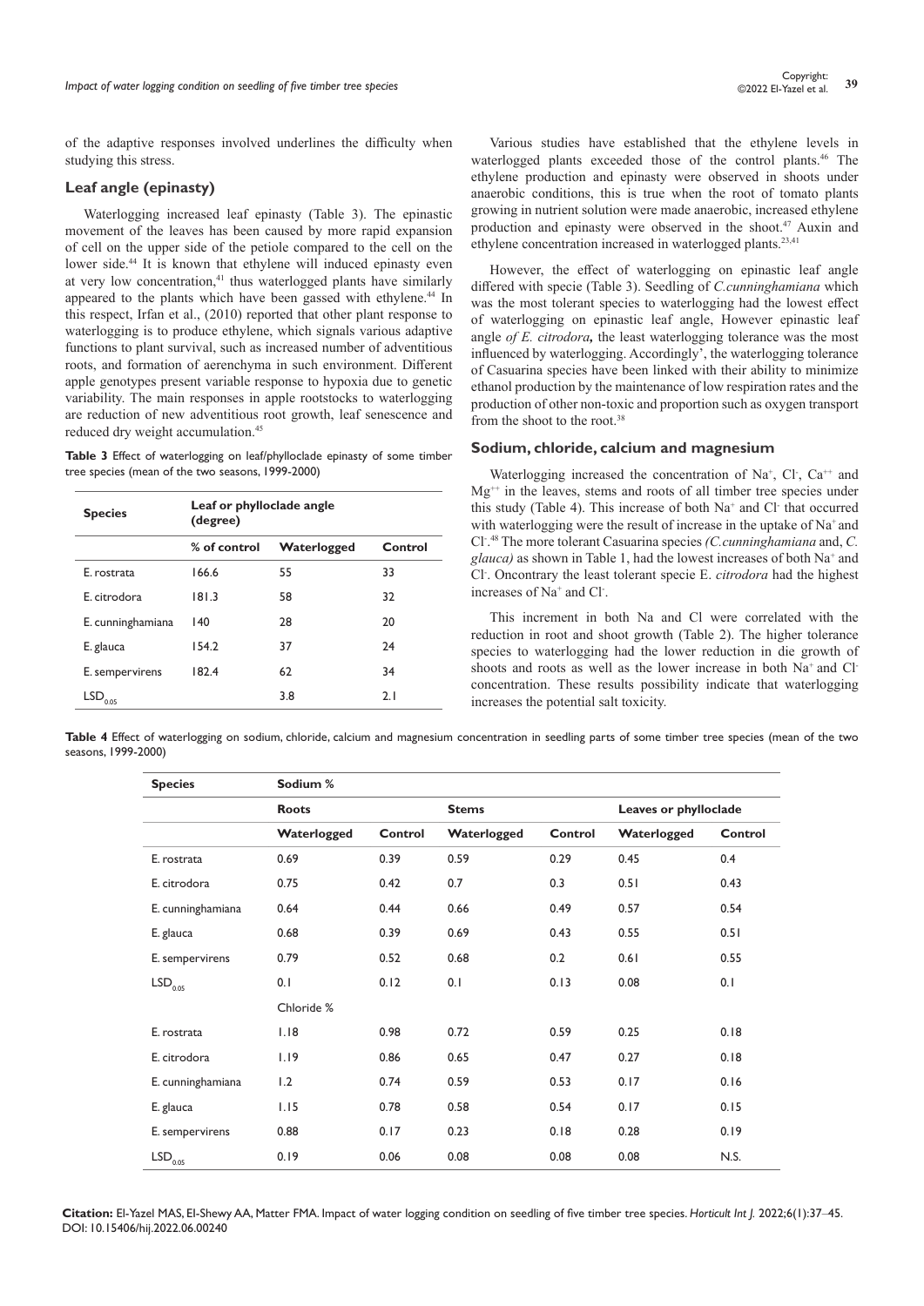of the adaptive responses involved underlines the difficulty when studying this stress.

## Leaf angle (epinasty)

Waterlogging increased leaf epinasty (Table 3). The epinastic movement of the leaves has been caused by more rapid expansion of cell on the upper side of the petiole compared to the cell on the lower side.[44] It is known that ethylene will induced epinasty even at very low concentration,[41] thus waterlogged plants have similarly appeared to the plants which have been gassed with ethylene.[44] In this respect, Irfan et al., (2010) reported that other plant response to waterlogging is to produce ethylene, which signals various adaptive functions to plant survival, such as increased number of adventitious roots, and formation of aerenchyma in such environment. Different apple genotypes present variable response to hypoxia due to genetic variability. The main responses in apple rootstocks to waterlogging are reduction of new adventitious root growth, leaf senescence and reduced dry weight accumulation.[45]

**Table 3** Effect of waterlogging on leaf/phylloclade epinasty of some timber tree species (mean of the two seasons, 1999-2000)

| Species | Leaf or phylloclade angle (degree) | | |
|---|---|---|---|
| | % of control | Waterlogged | Control |
| E. rostrata | 166.6 | 55 | 33 |
| E. citrodora | 181.3 | 58 | 32 |
| E. cunninghamiana | 140 | 28 | 20 |
| E. glauca | 154.2 | 37 | 24 |
| E. sempervirens | 182.4 | 62 | 34 |
| $LSD_{0.05}$ | | 3.8 | 2.1 |

Various studies have established that the ethylene levels in waterlogged plants exceeded those of the control plants.[46] The ethylene production and epinasty were observed in shoots under anaerobic conditions, this is true when the root of tomato plants growing in nutrient solution were made anaerobic, increased ethylene production and epinasty were observed in the shoot.[47] Auxin and ethylene concentration increased in waterlogged plants.[23,41]

However, the effect of waterlogging on epinastic leaf angle differed with specie (Table 3). Seedling of *C.cunninghamiana* which was the most tolerant species to waterlogging had the lowest effect of waterlogging on epinastic leaf angle, However epinastic leaf angle *of E. citrodora,* the least waterlogging tolerance was the most influenced by waterlogging. Accordingly', the waterlogging tolerance of Casuarina species have been linked with their ability to minimize ethanol production by the maintenance of low respiration rates and the production of other non-toxic and proportion such as oxygen transport from the shoot to the root.[38]

## Sodium, chloride, calcium and magnesium

Waterlogging increased the concentration of $Na^+$, $Cl^-$, $Ca^{++}$ and $Mg^{++}$ in the leaves, stems and roots of all timber tree species under this study (Table 4). This increase of both $Na^+$ and $Cl^-$ that occurred with waterlogging were the result of increase in the uptake of $Na^+$ and $Cl^-$.[48] The more tolerant Casuarina species *(C.cunninghamiana* and, *C. glauca)* as shown in Table 1, had the lowest increases of both $Na^+$ and $Cl^-$. Oncontrary the least tolerant specie E. *citrodora* had the highest increases of $Na^+$ and $Cl^-$.

This increment in both Na and Cl were correlated with the reduction in root and shoot growth (Table 2). The higher tolerance species to waterlogging had the lower reduction in die growth of shoots and roots as well as the lower increase in both $Na^+$ and $Cl^-$ concentration. These results possibility indicate that waterlogging increases the potential salt toxicity.

**Table 4** Effect of waterlogging on sodium, chloride, calcium and magnesium concentration in seedling parts of some timber tree species (mean of the two seasons, 1999-2000)

| Species | Sodium % | | | | | |
|---|---|---|---|---|---|---|
| | Roots | | Stems | | Leaves or phylloclade | |
| | Waterlogged | Control | Waterlogged | Control | Waterlogged | Control |
| E. rostrata | 0.69 | 0.39 | 0.59 | 0.29 | 0.45 | 0.4 |
| E. citrodora | 0.75 | 0.42 | 0.7 | 0.3 | 0.51 | 0.43 |
| E. cunninghamiana | 0.64 | 0.44 | 0.66 | 0.49 | 0.57 | 0.54 |
| E. glauca | 0.68 | 0.39 | 0.69 | 0.43 | 0.55 | 0.51 |
| E. sempervirens | 0.79 | 0.52 | 0.68 | 0.2 | 0.61 | 0.55 |
| $LSD_{0.05}$ | 0.1 | 0.12 | 0.1 | 0.13 | 0.08 | 0.1 |
| | Chloride % | | | | | |
| E. rostrata | 1.18 | 0.98 | 0.72 | 0.59 | 0.25 | 0.18 |
| E. citrodora | 1.19 | 0.86 | 0.65 | 0.47 | 0.27 | 0.18 |
| E. cunninghamiana | 1.2 | 0.74 | 0.59 | 0.53 | 0.17 | 0.16 |
| E. glauca | 1.15 | 0.78 | 0.58 | 0.54 | 0.17 | 0.15 |
| E. sempervirens | 0.88 | 0.17 | 0.23 | 0.18 | 0.28 | 0.19 |
| $LSD_{0.05}$ | 0.19 | 0.06 | 0.08 | 0.08 | 0.08 | N.S. |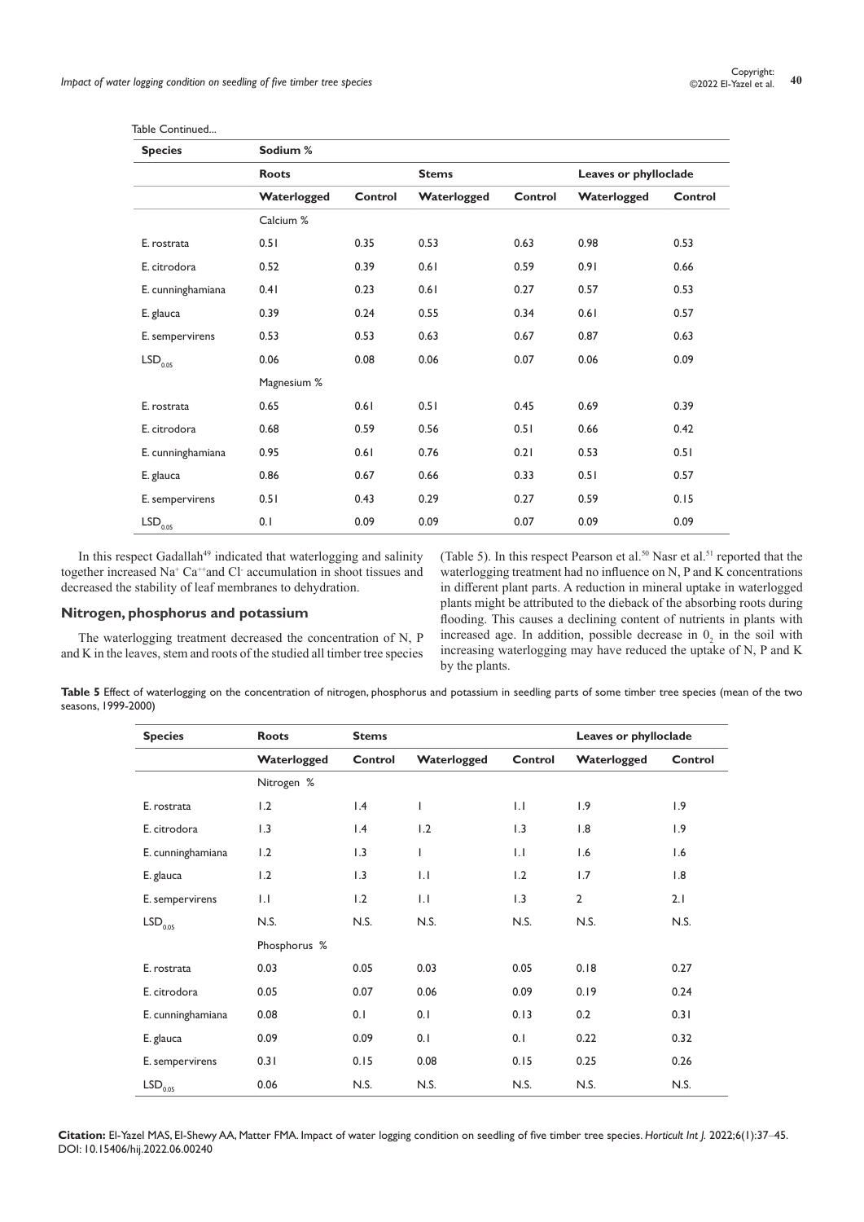Table Continued...

| Species | Sodium % | | | | | |
|---|---|---|---|---|---|---|
| | Roots | | Stems | | Leaves or phylloclade | |
| | Waterlogged | Control | Waterlogged | Control | Waterlogged | Control |
| | Calcium % | | | | | |
| E. rostrata | 0.51 | 0.35 | 0.53 | 0.63 | 0.98 | 0.53 |
| E. citrodora | 0.52 | 0.39 | 0.61 | 0.59 | 0.91 | 0.66 |
| E. cunninghamiana | 0.41 | 0.23 | 0.61 | 0.27 | 0.57 | 0.53 |
| E. glauca | 0.39 | 0.24 | 0.55 | 0.34 | 0.61 | 0.57 |
| E. sempervirens | 0.53 | 0.53 | 0.63 | 0.67 | 0.87 | 0.63 |
| $LSD_{0.05}$ | 0.06 | 0.08 | 0.06 | 0.07 | 0.06 | 0.09 |
| | Magnesium % | | | | | |
| E. rostrata | 0.65 | 0.61 | 0.51 | 0.45 | 0.69 | 0.39 |
| E. citrodora | 0.68 | 0.59 | 0.56 | 0.51 | 0.66 | 0.42 |
| E. cunninghamiana | 0.95 | 0.61 | 0.76 | 0.21 | 0.53 | 0.51 |
| E. glauca | 0.86 | 0.67 | 0.66 | 0.33 | 0.51 | 0.57 |
| E. sempervirens | 0.51 | 0.43 | 0.29 | 0.27 | 0.59 | 0.15 |
| $LSD_{0.05}$ | 0.1 | 0.09 | 0.09 | 0.07 | 0.09 | 0.09 |

In this respect Gadallah[49] indicated that waterlogging and salinity together increased $Na^+$ $Ca^{++}$and $Cl^-$ accumulation in shoot tissues and decreased the stability of leaf membranes to dehydration.

### Nitrogen, phosphorus and potassium

The waterlogging treatment decreased the concentration of N, P and K in the leaves, stem and roots of the studied all timber tree species (Table 5). In this respect Pearson et al.[50] Nasr et al.[51] reported that the waterlogging treatment had no influence on N, P and K concentrations in different plant parts. A reduction in mineral uptake in waterlogged plants might be attributed to the dieback of the absorbing roots during flooding. This causes a declining content of nutrients in plants with increased age. In addition, possible decrease in $0_2$ in the soil with increasing waterlogging may have reduced the uptake of N, P and K by the plants.

**Table 5** Effect of waterlogging on the concentration of nitrogen, phosphorus and potassium in seedling parts of some timber tree species (mean of the two seasons, 1999-2000)

| Species | Roots | Stems | | | Leaves or phylloclade | |
|---|---|---|---|---|---|---|
| | Waterlogged | Control | Waterlogged | Control | Waterlogged | Control |
| | Nitrogen % | | | | | |
| E. rostrata | 1.2 | 1.4 | 1 | 1.1 | 1.9 | 1.9 |
| E. citrodora | 1.3 | 1.4 | 1.2 | 1.3 | 1.8 | 1.9 |
| E. cunninghamiana | 1.2 | 1.3 | 1 | 1.1 | 1.6 | 1.6 |
| E. glauca | 1.2 | 1.3 | 1.1 | 1.2 | 1.7 | 1.8 |
| E. sempervirens | 1.1 | 1.2 | 1.1 | 1.3 | 2 | 2.1 |
| $LSD_{0.05}$ | N.S. | N.S. | N.S. | N.S. | N.S. | N.S. |
| | Phosphorus % | | | | | |
| E. rostrata | 0.03 | 0.05 | 0.03 | 0.05 | 0.18 | 0.27 |
| E. citrodora | 0.05 | 0.07 | 0.06 | 0.09 | 0.19 | 0.24 |
| E. cunninghamiana | 0.08 | 0.1 | 0.1 | 0.13 | 0.2 | 0.31 |
| E. glauca | 0.09 | 0.09 | 0.1 | 0.1 | 0.22 | 0.32 |
| E. sempervirens | 0.31 | 0.15 | 0.08 | 0.15 | 0.25 | 0.26 |
| $LSD_{0.05}$ | 0.06 | N.S. | N.S. | N.S. | N.S. | N.S. |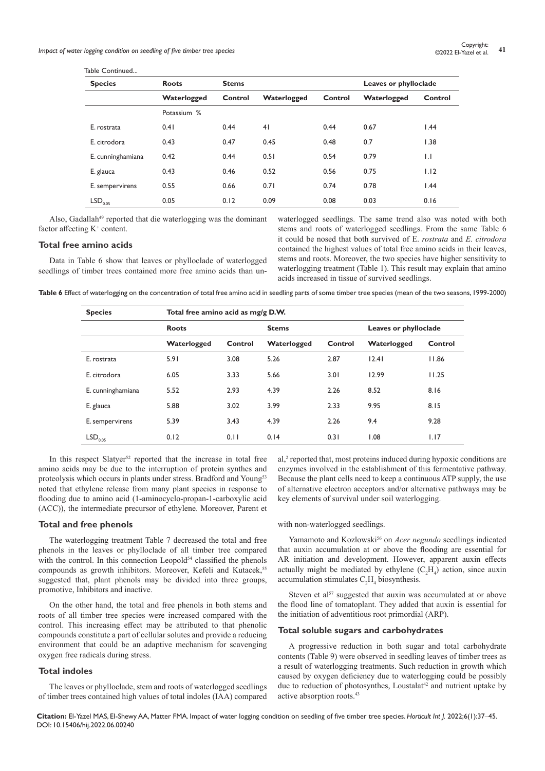Table Continued...

| Species | Roots | Stems | | Leaves or phylloclade | |
|---|---|---|---|---|---|
| | Waterlogged | Control | Waterlogged | Control | Waterlogged | Control |
| | Potassium % | | | | | |
| E. rostrata | 0.41 | 0.44 | 41 | 0.44 | 0.67 | 1.44 |
| E. citrodora | 0.43 | 0.47 | 0.45 | 0.48 | 0.7 | 1.38 |
| E. cunninghamiana | 0.42 | 0.44 | 0.51 | 0.54 | 0.79 | 1.1 |
| E. glauca | 0.43 | 0.46 | 0.52 | 0.56 | 0.75 | 1.12 |
| E. sempervirens | 0.55 | 0.66 | 0.71 | 0.74 | 0.78 | 1.44 |
| $LSD_{0.05}$ | 0.05 | 0.12 | 0.09 | 0.08 | 0.03 | 0.16 |

Also, Gadallah[49] reported that die waterlogging was the dominant factor affecting $K^+$ content.

### Total free amino acids

Data in Table 6 show that leaves or phylloclade of waterlogged seedlings of timber trees contained more free amino acids than un-waterlogged seedlings. The same trend also was noted with both stems and roots of waterlogged seedlings. From the same Table 6 it could be nosed that both survived of E. *rostrata* and *E. citrodora* contained the highest values of total free amino acids in their leaves, stems and roots. Moreover, the two species have higher sensitivity to waterlogging treatment (Table 1). This result may explain that amino acids increased in tissue of survived seedlings.

**Table 6** Effect of waterlogging on the concentration of total free amino acid in seedling parts of some timber tree species (mean of the two seasons, 1999-2000)

| Species | Total free amino acid as mg/g D.W. | | | | | |
|---|---|---|---|---|---|---|
| | Roots | | Stems | | Leaves or phylloclade | |
| | Waterlogged | Control | Waterlogged | Control | Waterlogged | Control |
| E. rostrata | 5.91 | 3.08 | 5.26 | 2.87 | 12.41 | 11.86 |
| E. citrodora | 6.05 | 3.33 | 5.66 | 3.01 | 12.99 | 11.25 |
| E. cunninghamiana | 5.52 | 2.93 | 4.39 | 2.26 | 8.52 | 8.16 |
| E. glauca | 5.88 | 3.02 | 3.99 | 2.33 | 9.95 | 8.15 |
| E. sempervirens | 5.39 | 3.43 | 4.39 | 2.26 | 9.4 | 9.28 |
| $LSD_{0.05}$ | 0.12 | 0.11 | 0.14 | 0.31 | 1.08 | 1.17 |

In this respect Slatyer[52] reported that the increase in total free amino acids may be due to the interruption of protein synthes and proteolysis which occurs in plants under stress. Bradford and Young[53] noted that ethylene release from many plant species in response to flooding due to amino acid (1-aminocyclo-propan-1-carboxylic acid (ACC)), the intermediate precursor of ethylene. Moreover, Parent et al,[2] reported that, most proteins induced during hypoxic conditions are enzymes involved in the establishment of this fermentative pathway. Because the plant cells need to keep a continuous ATP supply, the use of alternative electron acceptors and/or alternative pathways may be key elements of survival under soil waterlogging.

### Total and free phenols

The waterlogging treatment Table 7 decreased the total and free phenols in the leaves or phylloclade of all timber tree compared with the control. In this connection Leopold[54] classified the phenols compounds as growth inhibitors. Moreover, Kefeli and Kutacek,[55] suggested that, plant phenols may be divided into three groups, promotive, Inhibitors and inactive.

On the other hand, the total and free phenols in both stems and roots of all timber tree species were increased compared with the control. This increasing effect may be attributed to that phenolic compounds constitute a part of cellular solutes and provide a reducing environment that could be an adaptive mechanism for scavenging oxygen free radicals during stress.

### Total indoles

The leaves or phylloclade, stem and roots of waterlogged seedlings of timber trees contained high values of total indoles (IAA) compared with non-waterlogged seedlings.

Yamamoto and Kozlowski[56] on *Acer negundo* seedlings indicated that auxin accumulation at or above the flooding are essential for AR initiation and development. However, apparent auxin effects actually might be mediated by ethylene ($C_2H_4$) action, since auxin accumulation stimulates $C_2H_4$ biosynthesis.

Steven et al[57] suggested that auxin was accumulated at or above the flood line of tomatoplant. They added that auxin is essential for the initiation of adventitious root primordial (ARP).

### Total soluble sugars and carbohydrates

A progressive reduction in both sugar and total carbohydrate contents (Table 9) were observed in seedling leaves of timber trees as a result of waterlogging treatments. Such reduction in growth which caused by oxygen deficiency due to waterlogging could be possibly due to reduction of photosynthes, Loustalat[42] and nutrient uptake by active absorption roots.[43]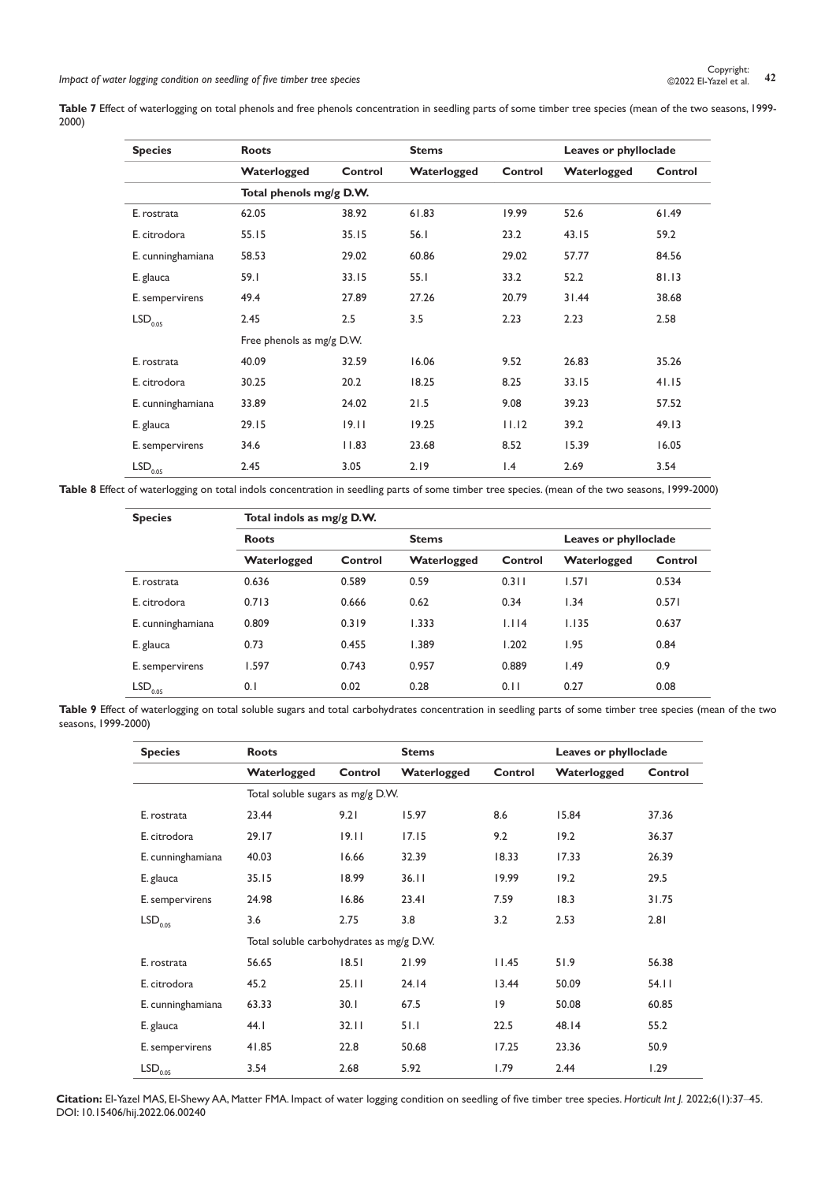**Table 7** Effect of waterlogging on total phenols and free phenols concentration in seedling parts of some timber tree species (mean of the two seasons, 1999-2000)

| Species | Roots | | Stems | | Leaves or phylloclade | |
|---|---|---|---|---|---|---|
| | Waterlogged | Control | Waterlogged | Control | Waterlogged | Control |
| | Total phenols mg/g D.W. | | | | | |
| E. rostrata | 62.05 | 38.92 | 61.83 | 19.99 | 52.6 | 61.49 |
| E. citrodora | 55.15 | 35.15 | 56.1 | 23.2 | 43.15 | 59.2 |
| E. cunninghamiana | 58.53 | 29.02 | 60.86 | 29.02 | 57.77 | 84.56 |
| E. glauca | 59.1 | 33.15 | 55.1 | 33.2 | 52.2 | 81.13 |
| E. sempervirens | 49.4 | 27.89 | 27.26 | 20.79 | 31.44 | 38.68 |
| $LSD_{0.05}$ | 2.45 | 2.5 | 3.5 | 2.23 | 2.23 | 2.58 |
| | Free phenols as mg/g D.W. | | | | | |
| E. rostrata | 40.09 | 32.59 | 16.06 | 9.52 | 26.83 | 35.26 |
| E. citrodora | 30.25 | 20.2 | 18.25 | 8.25 | 33.15 | 41.15 |
| E. cunninghamiana | 33.89 | 24.02 | 21.5 | 9.08 | 39.23 | 57.52 |
| E. glauca | 29.15 | 19.11 | 19.25 | 11.12 | 39.2 | 49.13 |
| E. sempervirens | 34.6 | 11.83 | 23.68 | 8.52 | 15.39 | 16.05 |
| $LSD_{0.05}$ | 2.45 | 3.05 | 2.19 | 1.4 | 2.69 | 3.54 |

**Table 8** Effect of waterlogging on total indols concentration in seedling parts of some timber tree species. (mean of the two seasons, 1999-2000)

| Species | Total indols as mg/g D.W. | | | | | |
|---|---|---|---|---|---|---|
| | Roots | | Stems | | Leaves or phylloclade | |
| | Waterlogged | Control | Waterlogged | Control | Waterlogged | Control |
| E. rostrata | 0.636 | 0.589 | 0.59 | 0.311 | 1.571 | 0.534 |
| E. citrodora | 0.713 | 0.666 | 0.62 | 0.34 | 1.34 | 0.571 |
| E. cunninghamiana | 0.809 | 0.319 | 1.333 | 1.114 | 1.135 | 0.637 |
| E. glauca | 0.73 | 0.455 | 1.389 | 1.202 | 1.95 | 0.84 |
| E. sempervirens | 1.597 | 0.743 | 0.957 | 0.889 | 1.49 | 0.9 |
| $LSD_{0.05}$ | 0.1 | 0.02 | 0.28 | 0.11 | 0.27 | 0.08 |

**Table 9** Effect of waterlogging on total soluble sugars and total carbohydrates concentration in seedling parts of some timber tree species (mean of the two seasons, 1999-2000)

| Species | Roots | | Stems | | Leaves or phylloclade | |
|---|---|---|---|---|---|---|
| | Waterlogged | Control | Waterlogged | Control | Waterlogged | Control |
| | Total soluble sugars as mg/g D.W. | | | | | |
| E. rostrata | 23.44 | 9.21 | 15.97 | 8.6 | 15.84 | 37.36 |
| E. citrodora | 29.17 | 19.11 | 17.15 | 9.2 | 19.2 | 36.37 |
| E. cunninghamiana | 40.03 | 16.66 | 32.39 | 18.33 | 17.33 | 26.39 |
| E. glauca | 35.15 | 18.99 | 36.11 | 19.99 | 19.2 | 29.5 |
| E. sempervirens | 24.98 | 16.86 | 23.41 | 7.59 | 18.3 | 31.75 |
| $LSD_{0.05}$ | 3.6 | 2.75 | 3.8 | 3.2 | 2.53 | 2.81 |
| | Total soluble carbohydrates as mg/g D.W. | | | | | |
| E. rostrata | 56.65 | 18.51 | 21.99 | 11.45 | 51.9 | 56.38 |
| E. citrodora | 45.2 | 25.11 | 24.14 | 13.44 | 50.09 | 54.11 |
| E. cunninghamiana | 63.33 | 30.1 | 67.5 | 19 | 50.08 | 60.85 |
| E. glauca | 44.1 | 32.11 | 51.1 | 22.5 | 48.14 | 55.2 |
| E. sempervirens | 41.85 | 22.8 | 50.68 | 17.25 | 23.36 | 50.9 |
| $LSD_{0.05}$ | 3.54 | 2.68 | 5.92 | 1.79 | 2.44 | 1.29 |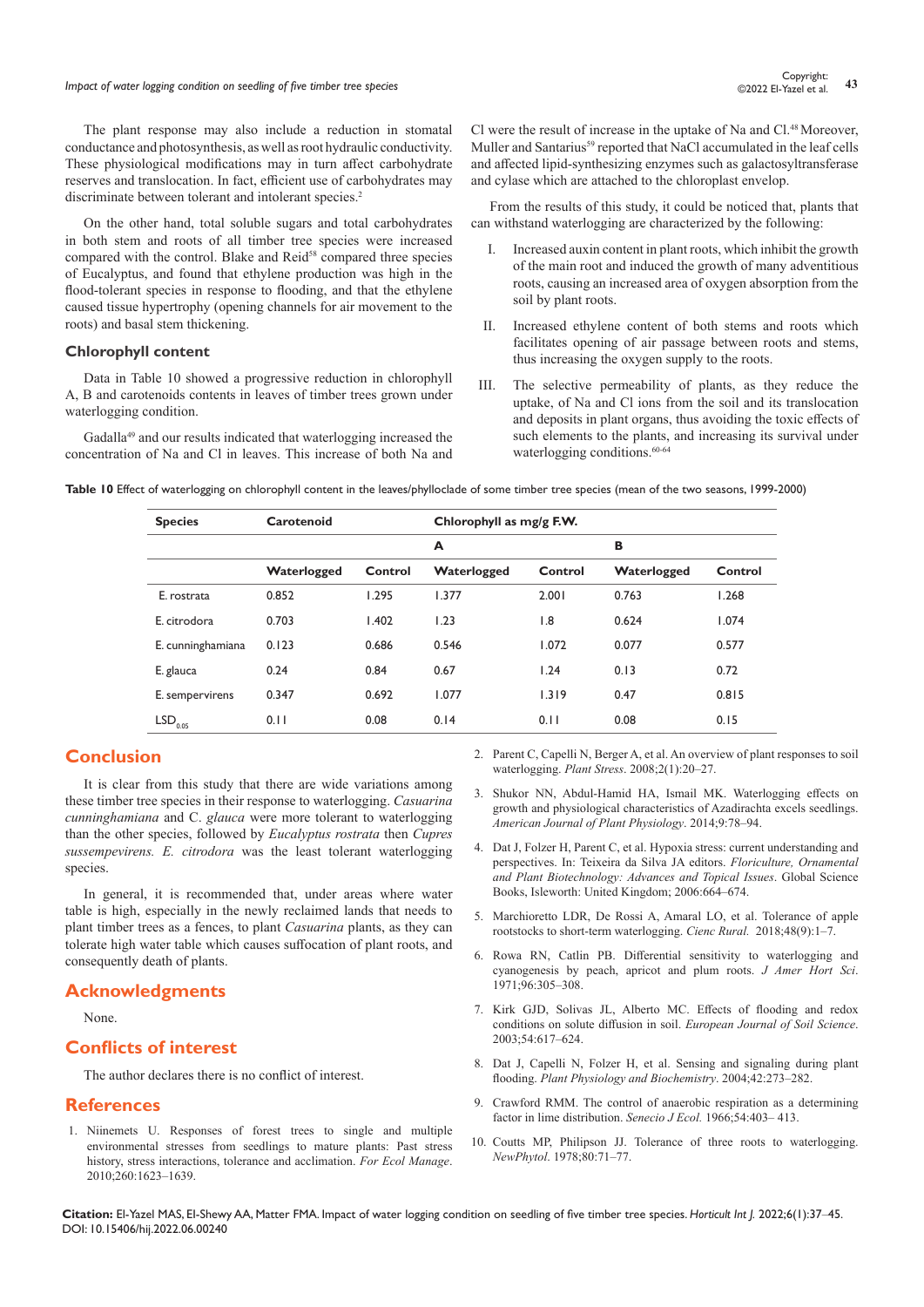The plant response may also include a reduction in stomatal conductance and photosynthesis, as well as root hydraulic conductivity. These physiological modifications may in turn affect carbohydrate reserves and translocation. In fact, efficient use of carbohydrates may discriminate between tolerant and intolerant species.[2]

On the other hand, total soluble sugars and total carbohydrates in both stem and roots of all timber tree species were increased compared with the control. Blake and Reid[58] compared three species of Eucalyptus, and found that ethylene production was high in the flood-tolerant species in response to flooding, and that the ethylene caused tissue hypertrophy (opening channels for air movement to the roots) and basal stem thickening.

### Chlorophyll content

Data in Table 10 showed a progressive reduction in chlorophyll A, B and carotenoids contents in leaves of timber trees grown under waterlogging condition.

Gadalla[49] and our results indicated that waterlogging increased the concentration of Na and Cl in leaves. This increase of both Na and Cl were the result of increase in the uptake of Na and Cl.[48] Moreover, Muller and Santarius[59] reported that NaCl accumulated in the leaf cells and affected lipid-synthesizing enzymes such as galactosyltransferase and cylase which are attached to the chloroplast envelop.

From the results of this study, it could be noticed that, plants that can withstand waterlogging are characterized by the following:

I. Increased auxin content in plant roots, which inhibit the growth of the main root and induced the growth of many adventitious roots, causing an increased area of oxygen absorption from the soil by plant roots.

II. Increased ethylene content of both stems and roots which facilitates opening of air passage between roots and stems, thus increasing the oxygen supply to the roots.

III. The selective permeability of plants, as they reduce the uptake, of Na and Cl ions from the soil and its translocation and deposits in plant organs, thus avoiding the toxic effects of such elements to the plants, and increasing its survival under waterlogging conditions.[60-64]

**Table 10** Effect of waterlogging on chlorophyll content in the leaves/phylloclade of some timber tree species (mean of the two seasons, 1999-2000)

| Species | Carotenoid | | Chlorophyll as mg/g F.W. | | | |
|---|---|---|---|---|---|---|
| | | | A | | B | |
| | Waterlogged | Control | Waterlogged | Control | Waterlogged | Control |
| E. rostrata | 0.852 | 1.295 | 1.377 | 2.001 | 0.763 | 1.268 |
| E. citrodora | 0.703 | 1.402 | 1.23 | 1.8 | 0.624 | 1.074 |
| E. cunninghamiana | 0.123 | 0.686 | 0.546 | 1.072 | 0.077 | 0.577 |
| E. glauca | 0.24 | 0.84 | 0.67 | 1.24 | 0.13 | 0.72 |
| E. sempervirens | 0.347 | 0.692 | 1.077 | 1.319 | 0.47 | 0.815 |
| $LSD_{0.05}$ | 0.11 | 0.08 | 0.14 | 0.11 | 0.08 | 0.15 |

## Conclusion

It is clear from this study that there are wide variations among these timber tree species in their response to waterlogging. *Casuarina cunninghamiana* and C. *glauca* were more tolerant to waterlogging than the other species, followed by *Eucalyptus rostrata* then *Cupres sussempevirens. E. citrodora* was the least tolerant waterlogging species.

In general, it is recommended that, under areas where water table is high, especially in the newly reclaimed lands that needs to plant timber trees as a fences, to plant *Casuarina* plants, as they can tolerate high water table which causes suffocation of plant roots, and consequently death of plants.

## Acknowledgments

None.

## Conflicts of interest

The author declares there is no conflict of interest.

## References

1. Niinemets U. Responses of forest trees to single and multiple environmental stresses from seedlings to mature plants: Past stress history, stress interactions, tolerance and acclimation. *For Ecol Manage*. 2010;260:1623–1639.
2. Parent C, Capelli N, Berger A, et al. An overview of plant responses to soil waterlogging. *Plant Stress*. 2008;2(1):20–27.
3. Shukor NN, Abdul-Hamid HA, Ismail MK. Waterlogging effects on growth and physiological characteristics of Azadirachta excels seedlings. *American Journal of Plant Physiology*. 2014;9:78–94.
4. Dat J, Folzer H, Parent C, et al. Hypoxia stress: current understanding and perspectives. In: Teixeira da Silva JA editors. *Floriculture, Ornamental and Plant Biotechnology: Advances and Topical Issues*. Global Science Books, Isleworth: United Kingdom; 2006:664–674.
5. Marchioretto LDR, De Rossi A, Amaral LO, et al. Tolerance of apple rootstocks to short-term waterlogging. *Cienc Rural.* 2018;48(9):1–7.
6. Rowa RN, Catlin PB. Differential sensitivity to waterlogging and cyanogenesis by peach, apricot and plum roots. *J Amer Hort Sci*. 1971;96:305–308.
7. Kirk GJD, Solivas JL, Alberto MC. Effects of flooding and redox conditions on solute diffusion in soil. *European Journal of Soil Science*. 2003;54:617–624.
8. Dat J, Capelli N, Folzer H, et al. Sensing and signaling during plant flooding. *Plant Physiology and Biochemistry*. 2004;42:273–282.
9. Crawford RMM. The control of anaerobic respiration as a determining factor in lime distribution. *Senecio J Ecol.* 1966;54:403– 413.
10. Coutts MP, Philipson JJ. Tolerance of three roots to waterlogging. *NewPhytol*. 1978;80:71–77.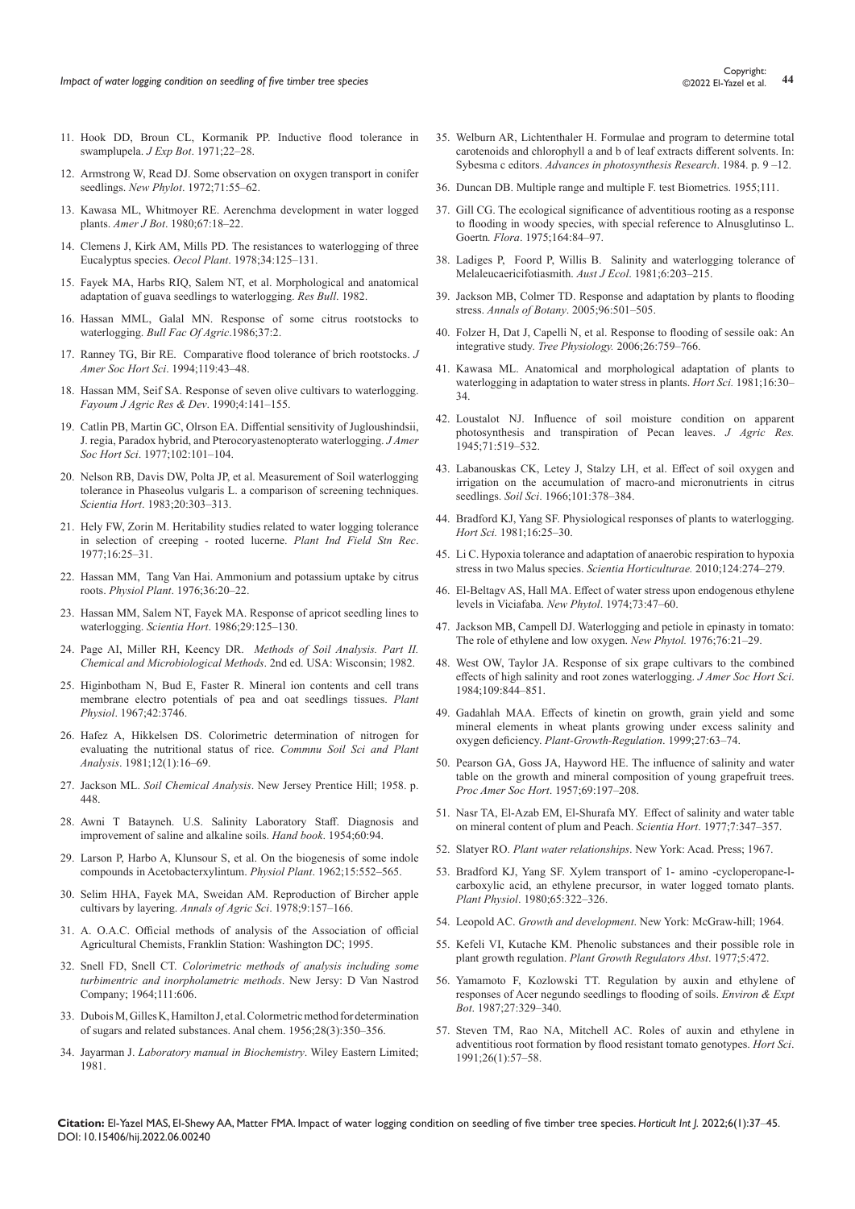11. Hook DD, Broun CL, Kormanik PP. Inductive flood tolerance in swamplupela. *J Exp Bot*. 1971;22–28.
12. Armstrong W, Read DJ. Some observation on oxygen transport in conifer seedlings. *New Phylot*. 1972;71:55–62.
13. Kawasa ML, Whitmoyer RE. Aerenchma development in water logged plants. *Amer J Bot*. 1980;67:18–22.
14. Clemens J, Kirk AM, Mills PD. The resistances to waterlogging of three Eucalyptus species. *Oecol Plant*. 1978;34:125–131.
15. Fayek MA, Harbs RIQ, Salem NT, et al. Morphological and anatomical adaptation of guava seedlings to waterlogging. *Res Bull*. 1982.
16. Hassan MML, Galal MN. Response of some citrus rootstocks to waterlogging. *Bull Fac Of Agric*.1986;37:2.
17. Ranney TG, Bir RE. Comparative flood tolerance of brich rootstocks. *J Amer Soc Hort Sci*. 1994;119:43–48.
18. Hassan MM, Seif SA. Response of seven olive cultivars to waterlogging. *Fayoum J Agric Res & Dev*. 1990;4:141–155.
19. Catlin PB, Martin GC, Olrson EA. Diffential sensitivity of Jugloushindsii, J. regia, Paradox hybrid, and Pterocoryastenopterato waterlogging. *J Amer Soc Hort Sci*. 1977;102:101–104.
20. Nelson RB, Davis DW, Polta JP, et al. Measurement of Soil waterlogging tolerance in Phaseolus vulgaris L. a comparison of screening techniques. *Scientia Hort*. 1983;20:303–313.
21. Hely FW, Zorin M. Heritability studies related to water logging tolerance in selection of creeping - rooted lucerne. *Plant Ind Field Stn Rec*. 1977;16:25–31.
22. Hassan MM, Tang Van Hai. Ammonium and potassium uptake by citrus roots. *Physiol Plant*. 1976;36:20–22.
23. Hassan MM, Salem NT, Fayek MA. Response of apricot seedling lines to waterlogging. *Scientia Hort*. 1986;29:125–130.
24. Page AI, Miller RH, Keency DR. *Methods of Soil Analysis. Part II. Chemical and Microbiological Methods*. 2nd ed. USA: Wisconsin; 1982.
25. Higinbotham N, Bud E, Faster R. Mineral ion contents and cell trans membrane electro potentials of pea and oat seedlings tissues. *Plant Physiol*. 1967;42:3746.
26. Hafez A, Hikkelsen DS. Colorimetric determination of nitrogen for evaluating the nutritional status of rice. *Commnu Soil Sci and Plant Analysis*. 1981;12(1):16–69.
27. Jackson ML. *Soil Chemical Analysis*. New Jersey Prentice Hill; 1958. p. 448.
28. Awni T Batayneh. U.S. Salinity Laboratory Staff. Diagnosis and improvement of saline and alkaline soils. *Hand book*. 1954;60:94.
29. Larson P, Harbo A, Klunsour S, et al. On the biogenesis of some indole compounds in Acetobacterxylintum. *Physiol Plant*. 1962;15:552–565.
30. Selim HHA, Fayek MA, Sweidan AM. Reproduction of Bircher apple cultivars by layering. *Annals of Agric Sci*. 1978;9:157–166.
31. A. O.A.C. Official methods of analysis of the Association of official Agricultural Chemists, Franklin Station: Washington DC; 1995.
32. Snell FD, Snell CT. *Colorimetric methods of analysis including some turbimentric and inorpholametric methods*. New Jersy: D Van Nastrod Company; 1964;111:606.
33. Dubois M, Gilles K, Hamilton J, et al. Colormetric method for determination of sugars and related substances. Anal chem. 1956;28(3):350–356.
34. Jayarman J. *Laboratory manual in Biochemistry*. Wiley Eastern Limited; 1981.
35. Welburn AR, Lichtenthaler H. Formulae and program to determine total carotenoids and chlorophyll a and b of leaf extracts different solvents. In: Sybesma c editors. *Advances in photosynthesis Research*. 1984. p. 9 –12.
36. Duncan DB. Multiple range and multiple F. test Biometrics. 1955;111.
37. Gill CG. The ecological significance of adventitious rooting as a response to flooding in woody species, with special reference to Alnusglutinso L. Goertn. *Flora*. 1975;164:84–97.
38. Ladiges P, Foord P, Willis B. Salinity and waterlogging tolerance of Melaleucaericifotiasmith. *Aust J Ecol*. 1981;6:203–215.
39. Jackson MB, Colmer TD. Response and adaptation by plants to flooding stress. *Annals of Botany*. 2005;96:501–505.
40. Folzer H, Dat J, Capelli N, et al. Response to flooding of sessile oak: An integrative study. *Tree Physiology.* 2006;26:759–766.
41. Kawasa ML. Anatomical and morphological adaptation of plants to waterlogging in adaptation to water stress in plants. *Hort Sci.* 1981;16:30–34.
42. Loustalot NJ. Influence of soil moisture condition on apparent photosynthesis and transpiration of Pecan leaves. *J Agric Res.* 1945;71:519–532.
43. Labanouskas CK, Letey J, Stalzy LH, et al. Effect of soil oxygen and irrigation on the accumulation of macro-and micronutrients in citrus seedlings. *Soil Sci*. 1966;101:378–384.
44. Bradford KJ, Yang SF. Physiological responses of plants to waterlogging. *Hort Sci.* 1981;16:25–30.
45. Li C. Hypoxia tolerance and adaptation of anaerobic respiration to hypoxia stress in two Malus species. *Scientia Horticulturae.* 2010;124:274–279.
46. El-Beltagv AS, Hall MA. Effect of water stress upon endogenous ethylene levels in Viciafaba. *New Phytol*. 1974;73:47–60.
47. Jackson MB, Campell DJ. Waterlogging and petiole in epinasty in tomato: The role of ethylene and low oxygen. *New Phytol.* 1976;76:21–29.
48. West OW, Taylor JA. Response of six grape cultivars to the combined effects of high salinity and root zones waterlogging. *J Amer Soc Hort Sci*. 1984;109:844–851.
49. Gadahlah MAA. Effects of kinetin on growth, grain yield and some mineral elements in wheat plants growing under excess salinity and oxygen deficiency. *Plant-Growth-Regulation*. 1999;27:63–74.
50. Pearson GA, Goss JA, Hayword HE. The influence of salinity and water table on the growth and mineral composition of young grapefruit trees. *Proc Amer Soc Hort*. 1957;69:197–208.
51. Nasr TA, El-Azab EM, El-Shurafa MY. Effect of salinity and water table on mineral content of plum and Peach. *Scientia Hort*. 1977;7:347–357.
52. Slatyer RO. *Plant water relationships*. New York: Acad. Press; 1967.
53. Bradford KJ, Yang SF. Xylem transport of 1- amino -cycloperopane-l-carboxylic acid, an ethylene precursor, in water logged tomato plants. *Plant Physiol*. 1980;65:322–326.
54. Leopold AC. *Growth and development*. New York: McGraw-hill; 1964.
55. Kefeli VI, Kutache KM. Phenolic substances and their possible role in plant growth regulation. *Plant Growth Regulators Abst*. 1977;5:472.
56. Yamamoto F, Kozlowski TT. Regulation by auxin and ethylene of responses of Acer negundo seedlings to flooding of soils. *Environ & Expt Bot*. 1987;27:329–340.
57. Steven TM, Rao NA, Mitchell AC. Roles of auxin and ethylene in adventitious root formation by flood resistant tomato genotypes. *Hort Sci*. 1991;26(1):57–58.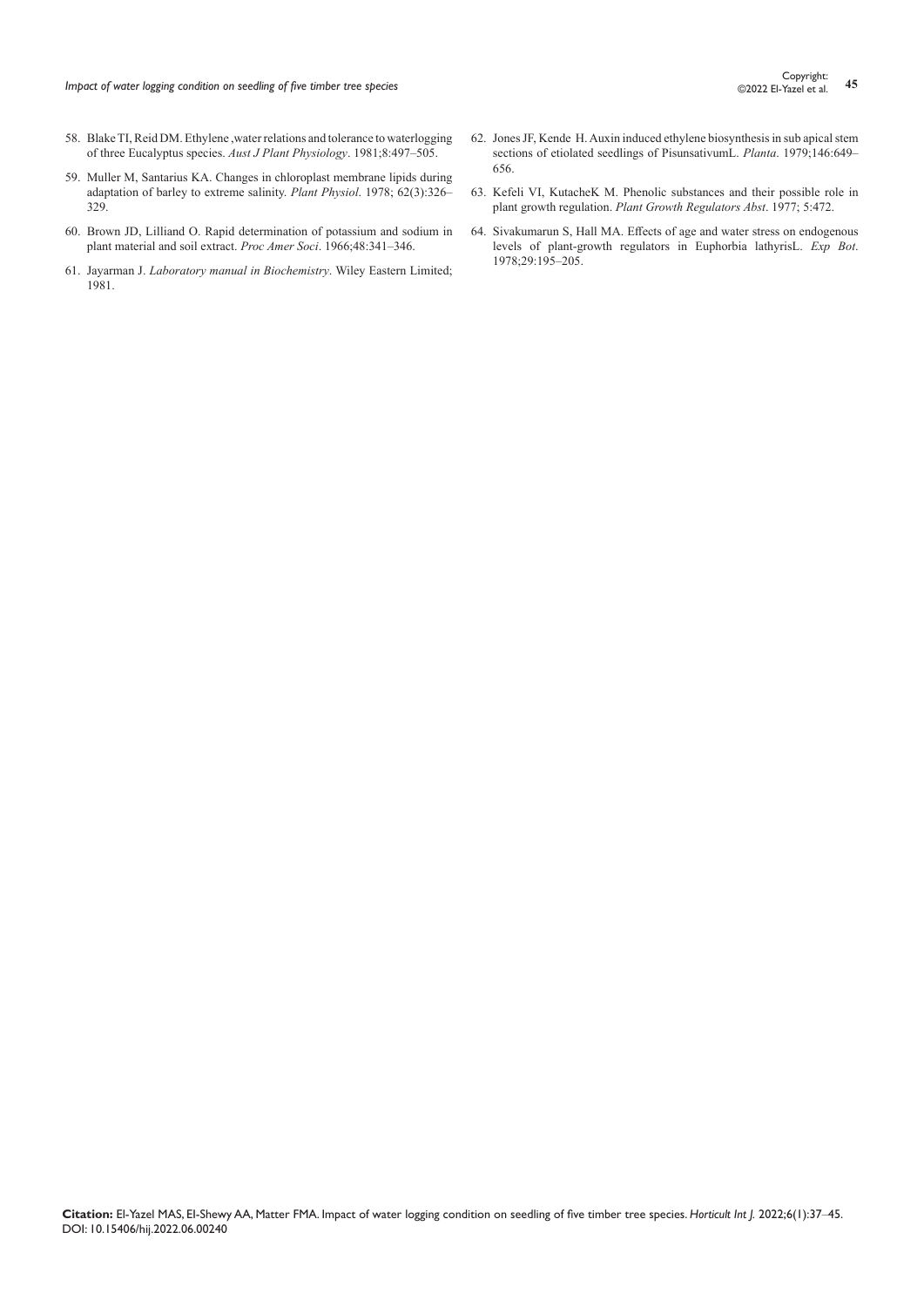58. Blake TI, Reid DM. Ethylene ,water relations and tolerance to waterlogging of three Eucalyptus species. *Aust J Plant Physiology*. 1981;8:497–505.

59. Muller M, Santarius KA. Changes in chloroplast membrane lipids during adaptation of barley to extreme salinity. *Plant Physiol*. 1978; 62(3):326–329.

60. Brown JD, Lilliand O. Rapid determination of potassium and sodium in plant material and soil extract. *Proc Amer Soci*. 1966;48:341–346.

61. Jayarman J. *Laboratory manual in Biochemistry*. Wiley Eastern Limited; 1981.

62. Jones JF, Kende H. Auxin induced ethylene biosynthesis in sub apical stem sections of etiolated seedlings of PisunsativumL. *Planta*. 1979;146:649–656.

63. Kefeli VI, KutacheK M. Phenolic substances and their possible role in plant growth regulation. *Plant Growth Regulators Abst*. 1977; 5:472.

64. Sivakumarun S, Hall MA. Effects of age and water stress on endogenous levels of plant-growth regulators in Euphorbia lathyrisL. *Exp Bot*. 1978;29:195–205.